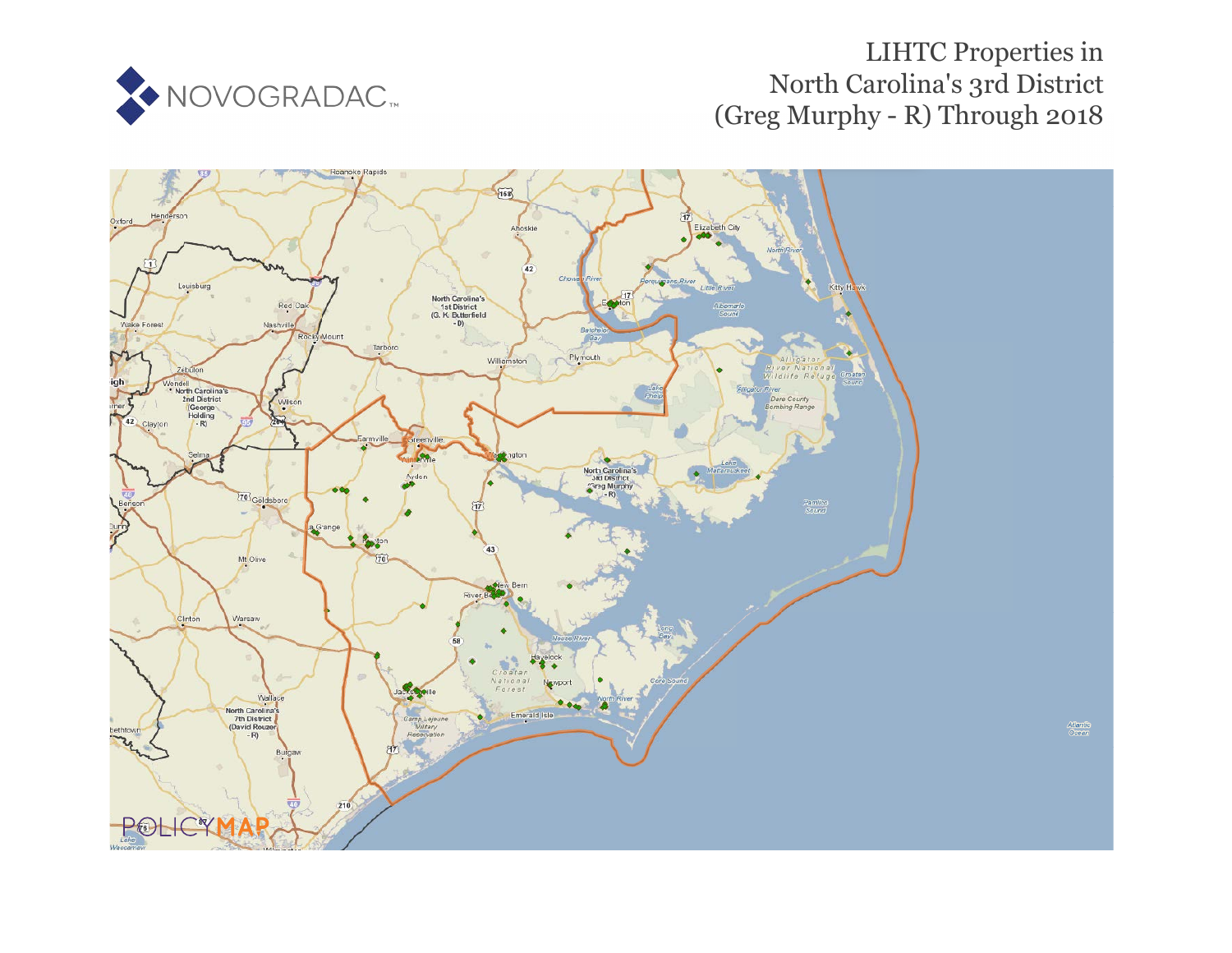NOVOGRADAC

# LIHTC Properties in North Carolina's 3rd District (Greg Murphy - R) Through 2018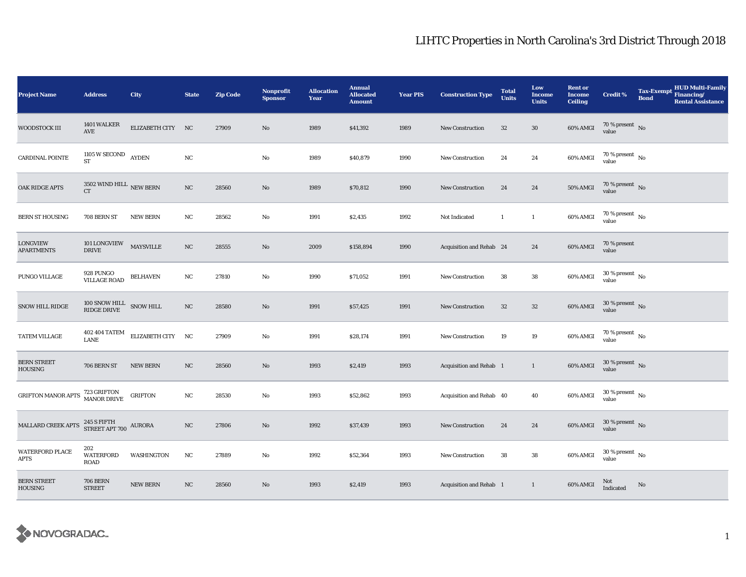# LIHTC Properties in North Carolina's 3rd District Through 2018

| Project Name | Address | City | State | Zip Code | Nonprofit Sponsor | Allocation Year | Annual Allocated Amount | Year PIS | Construction Type | Total Units | Low Income Units | Rent or Income Ceiling | Credit % | Tax-Exempt Bond | HUD Multi-Family Financing/ Rental Assistance |
|---|---|---|---|---|---|---|---|---|---|---|---|---|---|---|---|
| WOODSTOCK III | 1401 WALKER AVE | ELIZABETH CITY | NC | 27909 | No | 1989 | $41,392 | 1989 | New Construction | 32 | 30 | 60% AMGI | 70 % present value | No | |
| CARDINAL POINTE | 1105 W SECOND ST | AYDEN | NC | | No | 1989 | $40,879 | 1990 | New Construction | 24 | 24 | 60% AMGI | 70 % present value | No | |
| OAK RIDGE APTS | 3502 WIND HILL CT | NEW BERN | NC | 28560 | No | 1989 | $70,812 | 1990 | New Construction | 24 | 24 | 50% AMGI | 70 % present value | No | |
| BERN ST HOUSING | 708 BERN ST | NEW BERN | NC | 28562 | No | 1991 | $2,435 | 1992 | Not Indicated | 1 | 1 | 60% AMGI | 70 % present value | No | |
| LONGVIEW APARTMENTS | 101 LONGVIEW DRIVE | MAYSVILLE | NC | 28555 | No | 2009 | $158,894 | 1990 | Acquisition and Rehab | 24 | 24 | 60% AMGI | 70 % present value | | |
| PUNGO VILLAGE | 928 PUNGO VILLAGE ROAD | BELHAVEN | NC | 27810 | No | 1990 | $71,052 | 1991 | New Construction | 38 | 38 | 60% AMGI | 30 % present value | No | |
| SNOW HILL RIDGE | 100 SNOW HILL RIDGE DRIVE | SNOW HILL | NC | 28580 | No | 1991 | $57,425 | 1991 | New Construction | 32 | 32 | 60% AMGI | 30 % present value | No | |
| TATEM VILLAGE | 402 404 TATEM LANE | ELIZABETH CITY | NC | 27909 | No | 1991 | $28,174 | 1991 | New Construction | 19 | 19 | 60% AMGI | 70 % present value | No | |
| BERN STREET HOUSING | 706 BERN ST | NEW BERN | NC | 28560 | No | 1993 | $2,419 | 1993 | Acquisition and Rehab | 1 | 1 | 60% AMGI | 30 % present value | No | |
| GRIFTON MANOR APTS | 723 GRIFTON MANOR DRIVE | GRIFTON | NC | 28530 | No | 1993 | $52,862 | 1993 | Acquisition and Rehab | 40 | 40 | 60% AMGI | 30 % present value | No | |
| MALLARD CREEK APTS | 245 S FIFTH STREET APT 700 | AURORA | NC | 27806 | No | 1992 | $37,439 | 1993 | New Construction | 24 | 24 | 60% AMGI | 30 % present value | No | |
| WATERFORD PLACE APTS | 202 WATERFORD ROAD | WASHINGTON | NC | 27889 | No | 1992 | $52,364 | 1993 | New Construction | 38 | 38 | 60% AMGI | 30 % present value | No | |
| BERN STREET HOUSING | 706 BERN STREET | NEW BERN | NC | 28560 | No | 1993 | $2,419 | 1993 | Acquisition and Rehab | 1 | 1 | 60% AMGI | Not Indicated | No | |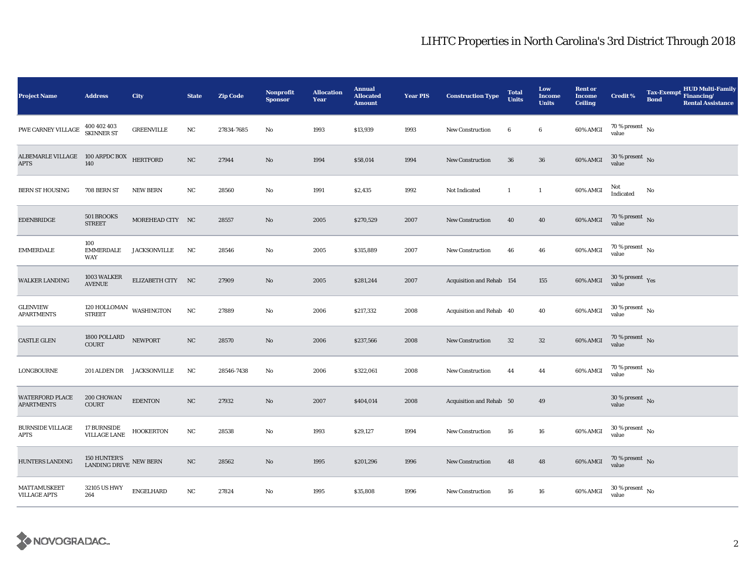# LIHTC Properties in North Carolina's 3rd District Through 2018

| Project Name | Address | City | State | Zip Code | Nonprofit Sponsor | Allocation Year | Annual Allocated Amount | Year PIS | Construction Type | Total Units | Low Income Units | Rent or Income Ceiling | Credit % | Tax-Exempt Bond | HUD Multi-Family Financing/ Rental Assistance |
|---|---|---|---|---|---|---|---|---|---|---|---|---|---|---|---|
| PWE CARNEY VILLAGE | 400 402 403 SKINNER ST | GREENVILLE | NC | 27834-7685 | No | 1993 | $13,939 | 1993 | New Construction | 6 | 6 | 60% AMGI | 70 % present value | No | |
| ALBEMARLE VILLAGE APTS | 100 ARPDC BOX 140 | HERTFORD | NC | 27944 | No | 1994 | $58,014 | 1994 | New Construction | 36 | 36 | 60% AMGI | 30 % present value | No | |
| BERN ST HOUSING | 708 BERN ST | NEW BERN | NC | 28560 | No | 1991 | $2,435 | 1992 | Not Indicated | 1 | 1 | 60% AMGI | Not Indicated | No | |
| EDENBRIDGE | 501 BROOKS STREET | MOREHEAD CITY | NC | 28557 | No | 2005 | $270,529 | 2007 | New Construction | 40 | 40 | 60% AMGI | 70 % present value | No | |
| EMMERDALE | 100 EMMERDALE WAY | JACKSONVILLE | NC | 28546 | No | 2005 | $315,889 | 2007 | New Construction | 46 | 46 | 60% AMGI | 70 % present value | No | |
| WALKER LANDING | 1003 WALKER AVENUE | ELIZABETH CITY | NC | 27909 | No | 2005 | $281,244 | 2007 | Acquisition and Rehab | 154 | 155 | 60% AMGI | 30 % present value | Yes | |
| GLENVIEW APARTMENTS | 120 HOLLOMAN STREET | WASHINGTON | NC | 27889 | No | 2006 | $217,332 | 2008 | Acquisition and Rehab | 40 | 40 | 60% AMGI | 30 % present value | No | |
| CASTLE GLEN | 1800 POLLARD COURT | NEWPORT | NC | 28570 | No | 2006 | $237,566 | 2008 | New Construction | 32 | 32 | 60% AMGI | 70 % present value | No | |
| LONGBOURNE | 201 ALDEN DR | JACKSONVILLE | NC | 28546-7438 | No | 2006 | $322,061 | 2008 | New Construction | 44 | 44 | 60% AMGI | 70 % present value | No | |
| WATERFORD PLACE APARTMENTS | 200 CHOWAN COURT | EDENTON | NC | 27932 | No | 2007 | $404,014 | 2008 | Acquisition and Rehab | 50 | 49 | | 30 % present value | No | |
| BURNSIDE VILLAGE APTS | 17 BURNSIDE VILLAGE LANE | HOOKERTON | NC | 28538 | No | 1993 | $29,127 | 1994 | New Construction | 16 | 16 | 60% AMGI | 30 % present value | No | |
| HUNTERS LANDING | 150 HUNTER'S LANDING DRIVE | NEW BERN | NC | 28562 | No | 1995 | $201,296 | 1996 | New Construction | 48 | 48 | 60% AMGI | 70 % present value | No | |
| MATTAMUSKEET VILLAGE APTS | 32105 US HWY 264 | ENGELHARD | NC | 27824 | No | 1995 | $35,808 | 1996 | New Construction | 16 | 16 | 60% AMGI | 30 % present value | No | |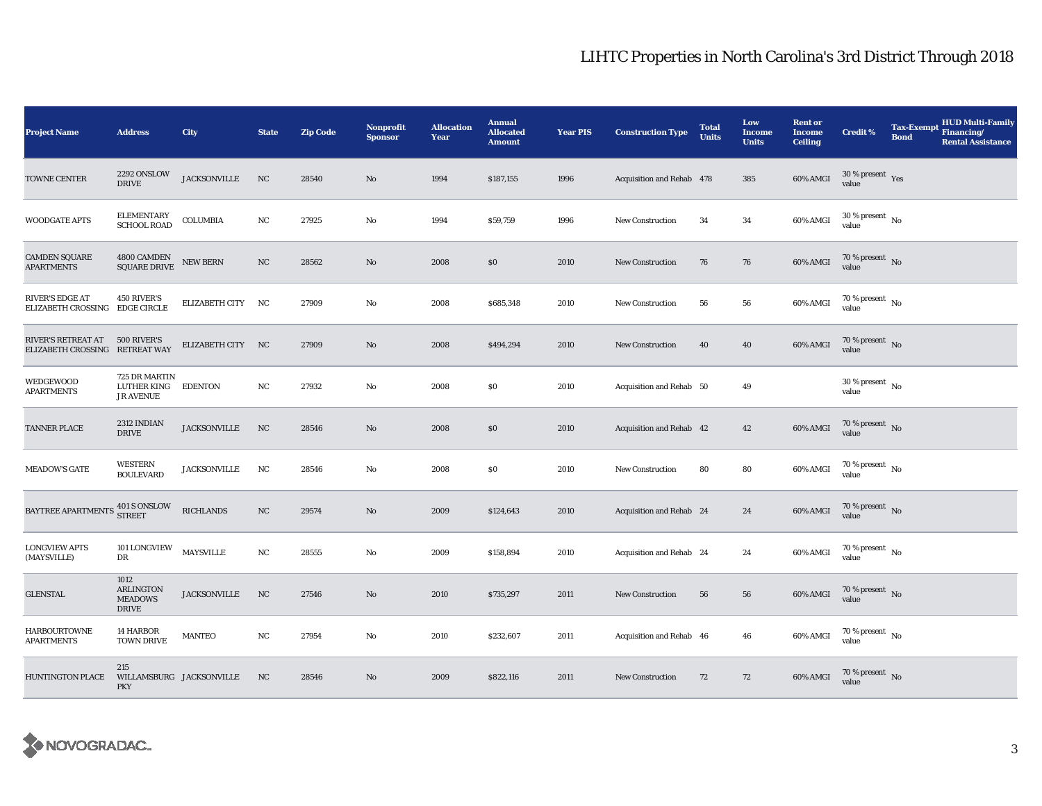# LIHTC Properties in North Carolina's 3rd District Through 2018

| Project Name | Address | City | State | Zip Code | Nonprofit Sponsor | Allocation Year | Annual Allocated Amount | Year PIS | Construction Type | Total Units | Low Income Units | Rent or Income Ceiling | Credit % | Tax-Exempt Bond | HUD Multi-Family Financing/ Rental Assistance |
|---|---|---|---|---|---|---|---|---|---|---|---|---|---|---|---|
| TOWNE CENTER | 2292 ONSLOW DRIVE | JACKSONVILLE | NC | 28540 | No | 1994 | $187,155 | 1996 | Acquisition and Rehab | 478 | 385 | 60% AMGI | 30 % present value | Yes | |
| WOODGATE APTS | ELEMENTARY SCHOOL ROAD | COLUMBIA | NC | 27925 | No | 1994 | $59,759 | 1996 | New Construction | 34 | 34 | 60% AMGI | 30 % present value | No | |
| CAMDEN SQUARE APARTMENTS | 4800 CAMDEN SQUARE DRIVE | NEW BERN | NC | 28562 | No | 2008 | $0 | 2010 | New Construction | 76 | 76 | 60% AMGI | 70 % present value | No | |
| RIVER'S EDGE AT ELIZABETH CROSSING | 450 RIVER'S EDGE CIRCLE | ELIZABETH CITY | NC | 27909 | No | 2008 | $685,348 | 2010 | New Construction | 56 | 56 | 60% AMGI | 70 % present value | No | |
| RIVER'S RETREAT AT ELIZABETH CROSSING | 500 RIVER'S RETREAT WAY | ELIZABETH CITY | NC | 27909 | No | 2008 | $494,294 | 2010 | New Construction | 40 | 40 | 60% AMGI | 70 % present value | No | |
| WEDGEWOOD APARTMENTS | 725 DR MARTIN LUTHER KING J R AVENUE | EDENTON | NC | 27932 | No | 2008 | $0 | 2010 | Acquisition and Rehab | 50 | 49 | | 30 % present value | No | |
| TANNER PLACE | 2312 INDIAN DRIVE | JACKSONVILLE | NC | 28546 | No | 2008 | $0 | 2010 | Acquisition and Rehab | 42 | 42 | 60% AMGI | 70 % present value | No | |
| MEADOW'S GATE | WESTERN BOULEVARD | JACKSONVILLE | NC | 28546 | No | 2008 | $0 | 2010 | New Construction | 80 | 80 | 60% AMGI | 70 % present value | No | |
| BAYTREE APARTMENTS | 401 S ONSLOW STREET | RICHLANDS | NC | 29574 | No | 2009 | $124,643 | 2010 | Acquisition and Rehab | 24 | 24 | 60% AMGI | 70 % present value | No | |
| LONGVIEW APTS (MAYSVILLE) | 101 LONGVIEW DR | MAYSVILLE | NC | 28555 | No | 2009 | $158,894 | 2010 | Acquisition and Rehab | 24 | 24 | 60% AMGI | 70 % present value | No | |
| GLENSTAL | 1012 ARLINGTON MEADOWS DRIVE | JACKSONVILLE | NC | 27546 | No | 2010 | $735,297 | 2011 | New Construction | 56 | 56 | 60% AMGI | 70 % present value | No | |
| HARBOURTOWNE APARTMENTS | 14 HARBOR TOWN DRIVE | MANTEO | NC | 27954 | No | 2010 | $232,607 | 2011 | Acquisition and Rehab | 46 | 46 | 60% AMGI | 70 % present value | No | |
| HUNTINGTON PLACE | 215 WILLAMSBURG PKY | JACKSONVILLE | NC | 28546 | No | 2009 | $822,116 | 2011 | New Construction | 72 | 72 | 60% AMGI | 70 % present value | No | |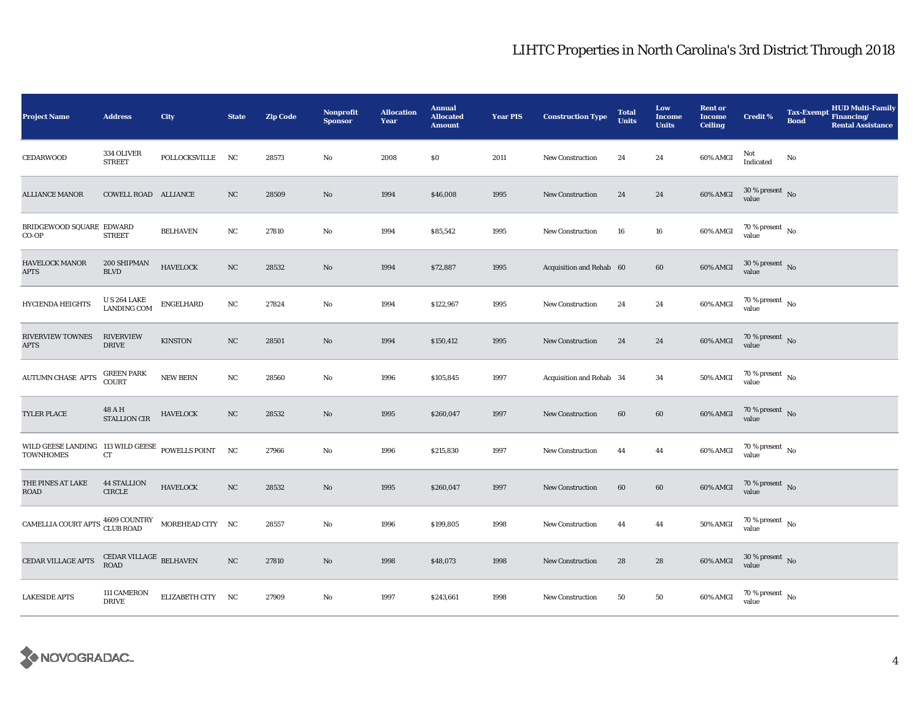## LIHTC Properties in North Carolina's 3rd District Through 2018

| Project Name | Address | City | State | Zip Code | Nonprofit Sponsor | Allocation Year | Annual Allocated Amount | Year PIS | Construction Type | Total Units | Low Income Units | Rent or Income Ceiling | Credit % | Tax-Exempt Bond | HUD Multi-Family Financing/ Rental Assistance |
|---|---|---|---|---|---|---|---|---|---|---|---|---|---|---|---|
| CEDARWOOD | 334 OLIVER STREET | POLLOCKSVILLE | NC | 28573 | No | 2008 | $0 | 2011 | New Construction | 24 | 24 | 60% AMGI | Not Indicated | No | |
| ALLIANCE MANOR | COWELL ROAD | ALLIANCE | NC | 28509 | No | 1994 | $46,008 | 1995 | New Construction | 24 | 24 | 60% AMGI | 30 % present value | No | |
| BRIDGEWOOD SQUARE CO-OP | EDWARD STREET | BELHAVEN | NC | 27810 | No | 1994 | $85,542 | 1995 | New Construction | 16 | 16 | 60% AMGI | 70 % present value | No | |
| HAVELOCK MANOR APTS | 200 SHIPMAN BLVD | HAVELOCK | NC | 28532 | No | 1994 | $72,887 | 1995 | Acquisition and Rehab | 60 | 60 | 60% AMGI | 30 % present value | No | |
| HYCIENDA HEIGHTS | U S 264 LAKE LANDING COM | ENGELHARD | NC | 27824 | No | 1994 | $122,967 | 1995 | New Construction | 24 | 24 | 60% AMGI | 70 % present value | No | |
| RIVERVIEW TOWNES APTS | RIVERVIEW DRIVE | KINSTON | NC | 28501 | No | 1994 | $150,412 | 1995 | New Construction | 24 | 24 | 60% AMGI | 70 % present value | No | |
| AUTUMN CHASE APTS | GREEN PARK COURT | NEW BERN | NC | 28560 | No | 1996 | $105,845 | 1997 | Acquisition and Rehab | 34 | 34 | 50% AMGI | 70 % present value | No | |
| TYLER PLACE | 48 A H STALLION CIR | HAVELOCK | NC | 28532 | No | 1995 | $260,047 | 1997 | New Construction | 60 | 60 | 60% AMGI | 70 % present value | No | |
| WILD GEESE LANDING TOWNHOMES | 113 WILD GEESE CT | POWELLS POINT | NC | 27966 | No | 1996 | $215,830 | 1997 | New Construction | 44 | 44 | 60% AMGI | 70 % present value | No | |
| THE PINES AT LAKE ROAD | 44 STALLION CIRCLE | HAVELOCK | NC | 28532 | No | 1995 | $260,047 | 1997 | New Construction | 60 | 60 | 60% AMGI | 70 % present value | No | |
| CAMELLIA COURT APTS | 4609 COUNTRY CLUB ROAD | MOREHEAD CITY | NC | 28557 | No | 1996 | $199,805 | 1998 | New Construction | 44 | 44 | 50% AMGI | 70 % present value | No | |
| CEDAR VILLAGE APTS | CEDAR VILLAGE ROAD | BELHAVEN | NC | 27810 | No | 1998 | $48,073 | 1998 | New Construction | 28 | 28 | 60% AMGI | 30 % present value | No | |
| LAKESIDE APTS | 111 CAMERON DRIVE | ELIZABETH CITY | NC | 27909 | No | 1997 | $243,661 | 1998 | New Construction | 50 | 50 | 60% AMGI | 70 % present value | No | |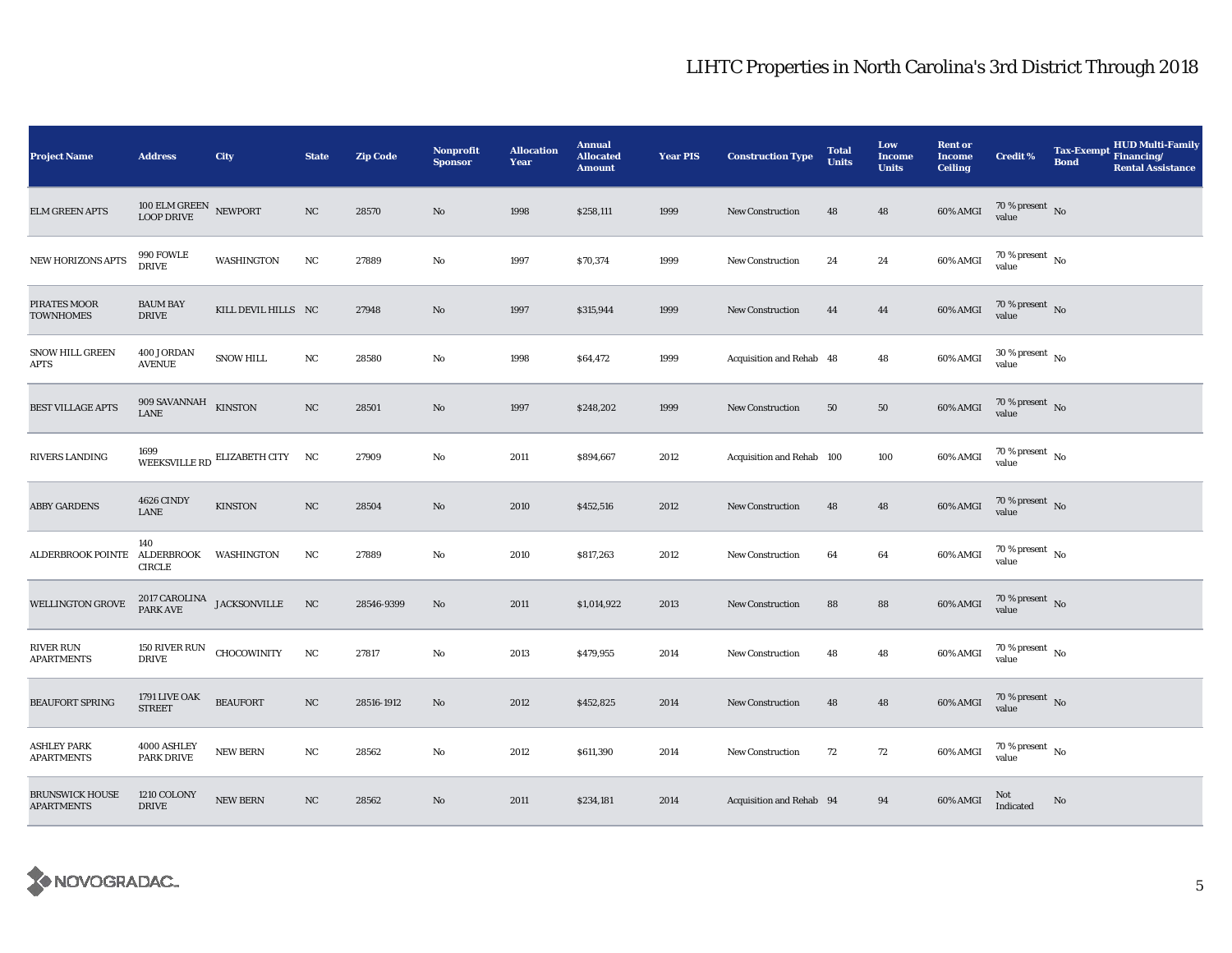# LIHTC Properties in North Carolina's 3rd District Through 2018

| Project Name | Address | City | State | Zip Code | Nonprofit Sponsor | Allocation Year | Annual Allocated Amount | Year PIS | Construction Type | Total Units | Low Income Units | Rent or Income Ceiling | Credit % | Tax-Exempt Bond | HUD Multi-Family Financing/ Rental Assistance |
|---|---|---|---|---|---|---|---|---|---|---|---|---|---|---|---|
| ELM GREEN APTS | 100 ELM GREEN LOOP DRIVE | NEWPORT | NC | 28570 | No | 1998 | $258,111 | 1999 | New Construction | 48 | 48 | 60% AMGI | 70 % present value | No | |
| NEW HORIZONS APTS | 990 FOWLE DRIVE | WASHINGTON | NC | 27889 | No | 1997 | $70,374 | 1999 | New Construction | 24 | 24 | 60% AMGI | 70 % present value | No | |
| PIRATES MOOR TOWNHOMES | BAUM BAY DRIVE | KILL DEVIL HILLS | NC | 27948 | No | 1997 | $315,944 | 1999 | New Construction | 44 | 44 | 60% AMGI | 70 % present value | No | |
| SNOW HILL GREEN APTS | 400 JORDAN AVENUE | SNOW HILL | NC | 28580 | No | 1998 | $64,472 | 1999 | Acquisition and Rehab | 48 | 48 | 60% AMGI | 30 % present value | No | |
| BEST VILLAGE APTS | 909 SAVANNAH LANE | KINSTON | NC | 28501 | No | 1997 | $248,202 | 1999 | New Construction | 50 | 50 | 60% AMGI | 70 % present value | No | |
| RIVERS LANDING | 1699 WEEKSVILLE RD | ELIZABETH CITY | NC | 27909 | No | 2011 | $894,667 | 2012 | Acquisition and Rehab | 100 | 100 | 60% AMGI | 70 % present value | No | |
| ABBY GARDENS | 4626 CINDY LANE | KINSTON | NC | 28504 | No | 2010 | $452,516 | 2012 | New Construction | 48 | 48 | 60% AMGI | 70 % present value | No | |
| ALDERBROOK POINTE | 140 ALDERBROOK CIRCLE | WASHINGTON | NC | 27889 | No | 2010 | $817,263 | 2012 | New Construction | 64 | 64 | 60% AMGI | 70 % present value | No | |
| WELLINGTON GROVE | 2017 CAROLINA PARK AVE | JACKSONVILLE | NC | 28546-9399 | No | 2011 | $1,014,922 | 2013 | New Construction | 88 | 88 | 60% AMGI | 70 % present value | No | |
| RIVER RUN APARTMENTS | 150 RIVER RUN DRIVE | CHOCOWINITY | NC | 27817 | No | 2013 | $479,955 | 2014 | New Construction | 48 | 48 | 60% AMGI | 70 % present value | No | |
| BEAUFORT SPRING | 1791 LIVE OAK STREET | BEAUFORT | NC | 28516-1912 | No | 2012 | $452,825 | 2014 | New Construction | 48 | 48 | 60% AMGI | 70 % present value | No | |
| ASHLEY PARK APARTMENTS | 4000 ASHLEY PARK DRIVE | NEW BERN | NC | 28562 | No | 2012 | $611,390 | 2014 | New Construction | 72 | 72 | 60% AMGI | 70 % present value | No | |
| BRUNSWICK HOUSE APARTMENTS | 1210 COLONY DRIVE | NEW BERN | NC | 28562 | No | 2011 | $234,181 | 2014 | Acquisition and Rehab | 94 | 94 | 60% AMGI | Not Indicated | No | |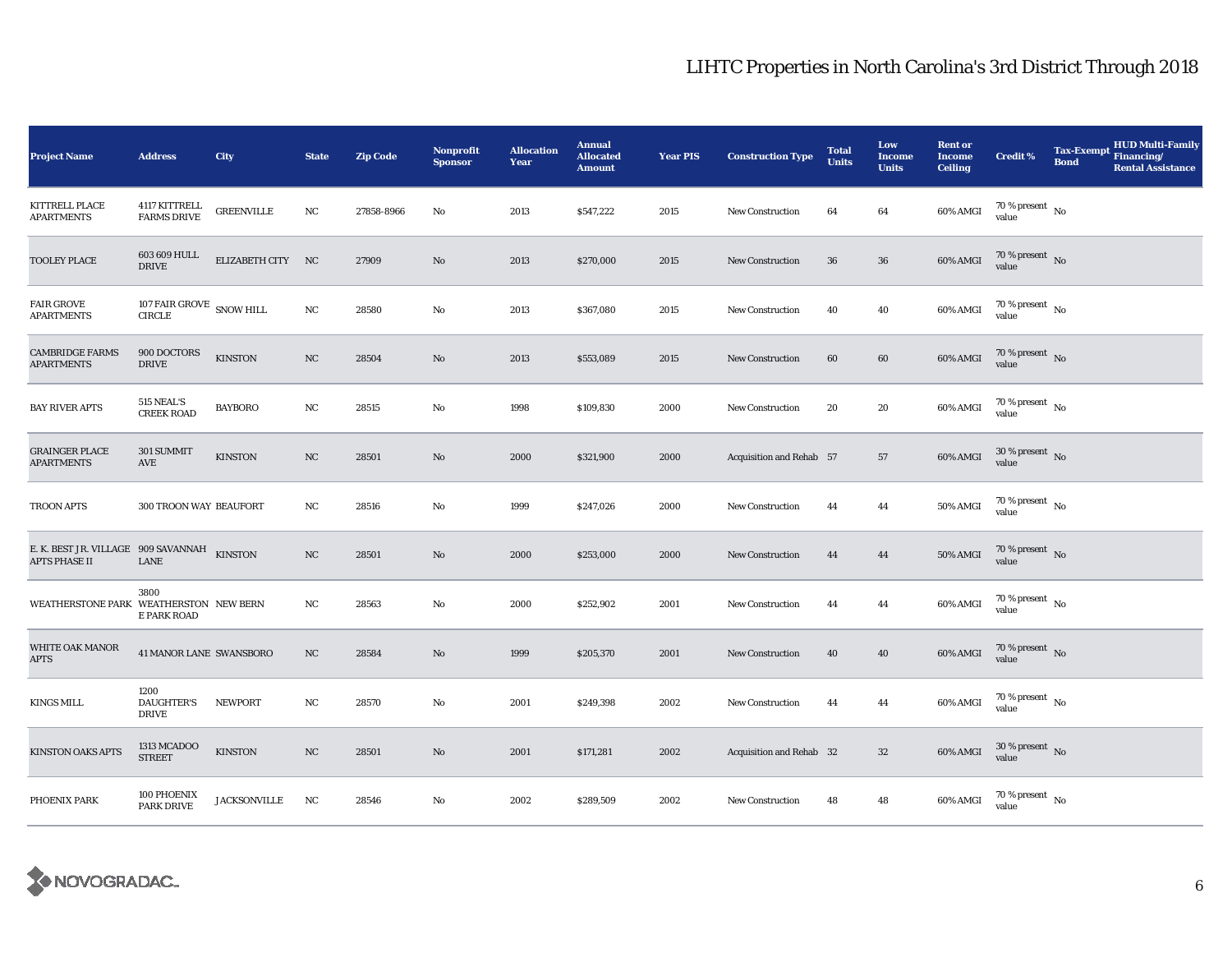# LIHTC Properties in North Carolina's 3rd District Through 2018

| Project Name | Address | City | State | Zip Code | Nonprofit Sponsor | Allocation Year | Annual Allocated Amount | Year PIS | Construction Type | Total Units | Low Income Units | Rent or Income Ceiling | Credit % | Tax-Exempt Bond | HUD Multi-Family Financing/ Rental Assistance |
|---|---|---|---|---|---|---|---|---|---|---|---|---|---|---|---|
| KITTRELL PLACE APARTMENTS | 4117 KITTRELL FARMS DRIVE | GREENVILLE | NC | 27858-8966 | No | 2013 | $547,222 | 2015 | New Construction | 64 | 64 | 60% AMGI | 70 % present value | No | |
| TOOLEY PLACE | 603 609 HULL DRIVE | ELIZABETH CITY | NC | 27909 | No | 2013 | $270,000 | 2015 | New Construction | 36 | 36 | 60% AMGI | 70 % present value | No | |
| FAIR GROVE APARTMENTS | 107 FAIR GROVE CIRCLE | SNOW HILL | NC | 28580 | No | 2013 | $367,080 | 2015 | New Construction | 40 | 40 | 60% AMGI | 70 % present value | No | |
| CAMBRIDGE FARMS APARTMENTS | 900 DOCTORS DRIVE | KINSTON | NC | 28504 | No | 2013 | $553,089 | 2015 | New Construction | 60 | 60 | 60% AMGI | 70 % present value | No | |
| BAY RIVER APTS | 515 NEAL'S CREEK ROAD | BAYBORO | NC | 28515 | No | 1998 | $109,830 | 2000 | New Construction | 20 | 20 | 60% AMGI | 70 % present value | No | |
| GRAINGER PLACE APARTMENTS | 301 SUMMIT AVE | KINSTON | NC | 28501 | No | 2000 | $321,900 | 2000 | Acquisition and Rehab | 57 | 57 | 60% AMGI | 30 % present value | No | |
| TROON APTS | 300 TROON WAY | BEAUFORT | NC | 28516 | No | 1999 | $247,026 | 2000 | New Construction | 44 | 44 | 50% AMGI | 70 % present value | No | |
| E. K. BEST JR. VILLAGE APTS PHASE II | 909 SAVANNAH LANE | KINSTON | NC | 28501 | No | 2000 | $253,000 | 2000 | New Construction | 44 | 44 | 50% AMGI | 70 % present value | No | |
| WEATHERSTONE PARK | 3800 WEATHERSTONE PARK ROAD | NEW BERN | NC | 28563 | No | 2000 | $252,902 | 2001 | New Construction | 44 | 44 | 60% AMGI | 70 % present value | No | |
| WHITE OAK MANOR APTS | 41 MANOR LANE | SWANSBORO | NC | 28584 | No | 1999 | $205,370 | 2001 | New Construction | 40 | 40 | 60% AMGI | 70 % present value | No | |
| KINGS MILL | 1200 DAUGHTER'S DRIVE | NEWPORT | NC | 28570 | No | 2001 | $249,398 | 2002 | New Construction | 44 | 44 | 60% AMGI | 70 % present value | No | |
| KINSTON OAKS APTS | 1313 MCADOO STREET | KINSTON | NC | 28501 | No | 2001 | $171,281 | 2002 | Acquisition and Rehab | 32 | 32 | 60% AMGI | 30 % present value | No | |
| PHOENIX PARK | 100 PHOENIX PARK DRIVE | JACKSONVILLE | NC | 28546 | No | 2002 | $289,509 | 2002 | New Construction | 48 | 48 | 60% AMGI | 70 % present value | No | |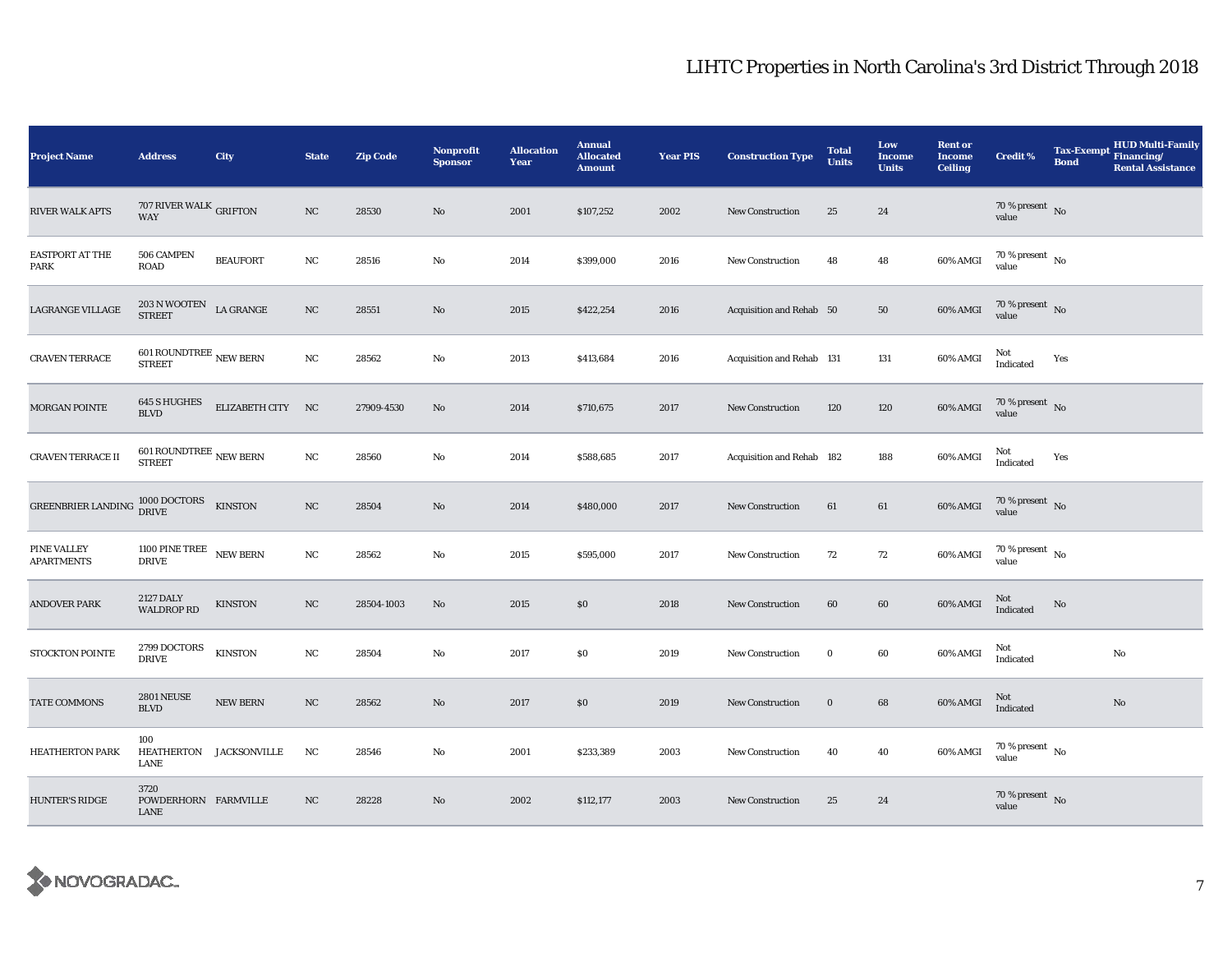# LIHTC Properties in North Carolina's 3rd District Through 2018

| Project Name | Address | City | State | Zip Code | Nonprofit Sponsor | Allocation Year | Annual Allocated Amount | Year PIS | Construction Type | Total Units | Low Income Units | Rent or Income Ceiling | Credit % | Tax-Exempt Bond | HUD Multi-Family Financing/ Rental Assistance |
|---|---|---|---|---|---|---|---|---|---|---|---|---|---|---|---|
| RIVER WALK APTS | 707 RIVER WALK WAY | GRIFTON | NC | 28530 | No | 2001 | $107,252 | 2002 | New Construction | 25 | 24 | | 70 % present value | No | |
| EASTPORT AT THE PARK | 506 CAMPEN ROAD | BEAUFORT | NC | 28516 | No | 2014 | $399,000 | 2016 | New Construction | 48 | 48 | 60% AMGI | 70 % present value | No | |
| LAGRANGE VILLAGE | 203 N WOOTEN STREET | LA GRANGE | NC | 28551 | No | 2015 | $422,254 | 2016 | Acquisition and Rehab | 50 | 50 | 60% AMGI | 70 % present value | No | |
| CRAVEN TERRACE | 601 ROUNDTREE STREET | NEW BERN | NC | 28562 | No | 2013 | $413,684 | 2016 | Acquisition and Rehab | 131 | 131 | 60% AMGI | Not Indicated | Yes | |
| MORGAN POINTE | 645 S HUGHES BLVD | ELIZABETH CITY | NC | 27909-4530 | No | 2014 | $710,675 | 2017 | New Construction | 120 | 120 | 60% AMGI | 70 % present value | No | |
| CRAVEN TERRACE II | 601 ROUNDTREE STREET | NEW BERN | NC | 28560 | No | 2014 | $588,685 | 2017 | Acquisition and Rehab | 182 | 188 | 60% AMGI | Not Indicated | Yes | |
| GREENBRIER LANDING | 1000 DOCTORS DRIVE | KINSTON | NC | 28504 | No | 2014 | $480,000 | 2017 | New Construction | 61 | 61 | 60% AMGI | 70 % present value | No | |
| PINE VALLEY APARTMENTS | 1100 PINE TREE DRIVE | NEW BERN | NC | 28562 | No | 2015 | $595,000 | 2017 | New Construction | 72 | 72 | 60% AMGI | 70 % present value | No | |
| ANDOVER PARK | 2127 DALY WALDROP RD | KINSTON | NC | 28504-1003 | No | 2015 | $0 | 2018 | New Construction | 60 | 60 | 60% AMGI | Not Indicated | No | |
| STOCKTON POINTE | 2799 DOCTORS DRIVE | KINSTON | NC | 28504 | No | 2017 | $0 | 2019 | New Construction | 0 | 60 | 60% AMGI | Not Indicated | | No |
| TATE COMMONS | 2801 NEUSE BLVD | NEW BERN | NC | 28562 | No | 2017 | $0 | 2019 | New Construction | 0 | 68 | 60% AMGI | Not Indicated | | No |
| HEATHERTON PARK | 100 HEATHERTON LANE | JACKSONVILLE | NC | 28546 | No | 2001 | $233,389 | 2003 | New Construction | 40 | 40 | 60% AMGI | 70 % present value | No | |
| HUNTER'S RIDGE | 3720 POWDERHORN LANE | FARMVILLE | NC | 28228 | No | 2002 | $112,177 | 2003 | New Construction | 25 | 24 | | 70 % present value | No | |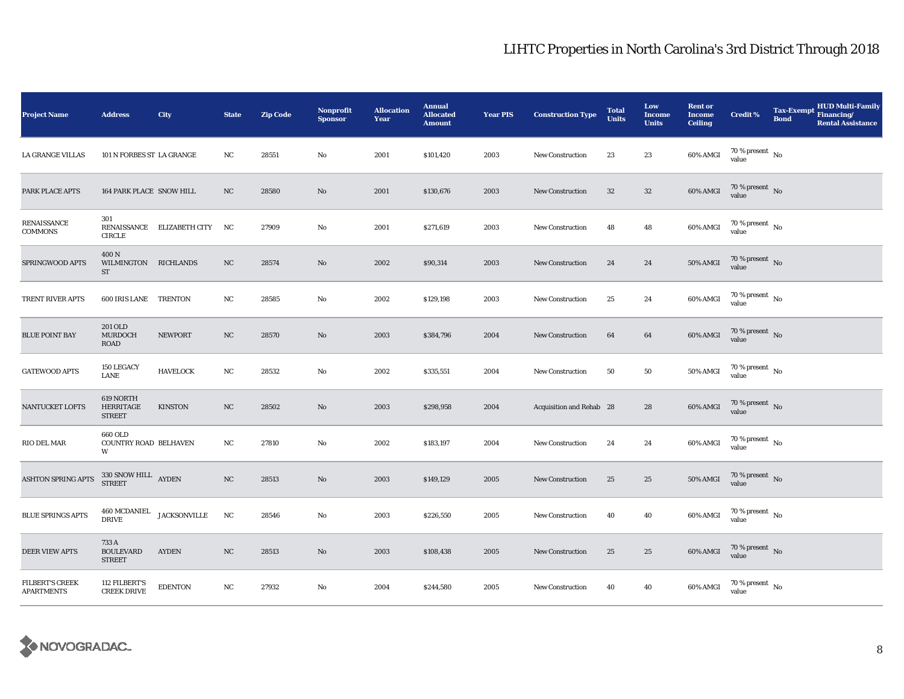# LIHTC Properties in North Carolina's 3rd District Through 2018

| Project Name | Address | City | State | Zip Code | Nonprofit Sponsor | Allocation Year | Annual Allocated Amount | Year PIS | Construction Type | Total Units | Low Income Units | Rent or Income Ceiling | Credit % | Tax-Exempt Bond | HUD Multi-Family Financing/ Rental Assistance |
|---|---|---|---|---|---|---|---|---|---|---|---|---|---|---|---|
| LA GRANGE VILLAS | 101 N FORBES ST | LA GRANGE | NC | 28551 | No | 2001 | $101,420 | 2003 | New Construction | 23 | 23 | 60% AMGI | 70 % present value | No | |
| PARK PLACE APTS | 164 PARK PLACE | SNOW HILL | NC | 28580 | No | 2001 | $130,676 | 2003 | New Construction | 32 | 32 | 60% AMGI | 70 % present value | No | |
| RENAISSANCE COMMONS | 301 RENAISSANCE CIRCLE | ELIZABETH CITY | NC | 27909 | No | 2001 | $271,619 | 2003 | New Construction | 48 | 48 | 60% AMGI | 70 % present value | No | |
| SPRINGWOOD APTS | 400 N WILMINGTON ST | RICHLANDS | NC | 28574 | No | 2002 | $90,314 | 2003 | New Construction | 24 | 24 | 50% AMGI | 70 % present value | No | |
| TRENT RIVER APTS | 600 IRIS LANE | TRENTON | NC | 28585 | No | 2002 | $129,198 | 2003 | New Construction | 25 | 24 | 60% AMGI | 70 % present value | No | |
| BLUE POINT BAY | 201 OLD MURDOCH ROAD | NEWPORT | NC | 28570 | No | 2003 | $384,796 | 2004 | New Construction | 64 | 64 | 60% AMGI | 70 % present value | No | |
| GATEWOOD APTS | 150 LEGACY LANE | HAVELOCK | NC | 28532 | No | 2002 | $335,551 | 2004 | New Construction | 50 | 50 | 50% AMGI | 70 % present value | No | |
| NANTUCKET LOFTS | 619 NORTH HERRITAGE STREET | KINSTON | NC | 28502 | No | 2003 | $298,958 | 2004 | Acquisition and Rehab | 28 | 28 | 60% AMGI | 70 % present value | No | |
| RIO DEL MAR | 660 OLD COUNTRY ROAD W | BELHAVEN | NC | 27810 | No | 2002 | $183,197 | 2004 | New Construction | 24 | 24 | 60% AMGI | 70 % present value | No | |
| ASHTON SPRING APTS | 330 SNOW HILL STREET | AYDEN | NC | 28513 | No | 2003 | $149,129 | 2005 | New Construction | 25 | 25 | 50% AMGI | 70 % present value | No | |
| BLUE SPRINGS APTS | 460 MCDANIEL DRIVE | JACKSONVILLE | NC | 28546 | No | 2003 | $226,550 | 2005 | New Construction | 40 | 40 | 60% AMGI | 70 % present value | No | |
| DEER VIEW APTS | 733 A BOULEVARD STREET | AYDEN | NC | 28513 | No | 2003 | $108,438 | 2005 | New Construction | 25 | 25 | 60% AMGI | 70 % present value | No | |
| FILBERT'S CREEK APARTMENTS | 112 FILBERT'S CREEK DRIVE | EDENTON | NC | 27932 | No | 2004 | $244,580 | 2005 | New Construction | 40 | 40 | 60% AMGI | 70 % present value | No | |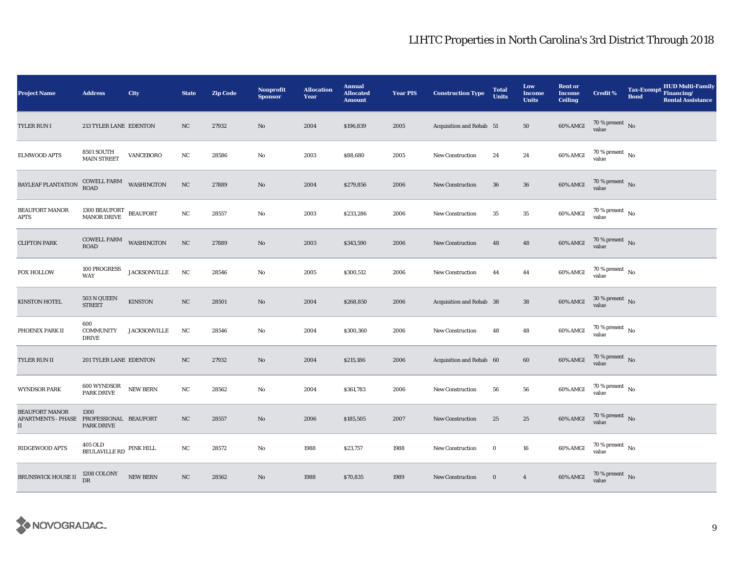# LIHTC Properties in North Carolina's 3rd District Through 2018

| Project Name | Address | City | State | Zip Code | Nonprofit Sponsor | Allocation Year | Annual Allocated Amount | Year PIS | Construction Type | Total Units | Low Income Units | Rent or Income Ceiling | Credit % | Tax-Exempt Bond | HUD Multi-Family Financing/ Rental Assistance |
|---|---|---|---|---|---|---|---|---|---|---|---|---|---|---|---|
| TYLER RUN I | 213 TYLER LANE | EDENTON | NC | 27932 | No | 2004 | $196,839 | 2005 | Acquisition and Rehab | 51 | 50 | 60% AMGI | 70 % present value | No | |
| ELMWOOD APTS | 8501 SOUTH MAIN STREET | VANCEBORO | NC | 28586 | No | 2003 | $88,680 | 2005 | New Construction | 24 | 24 | 60% AMGI | 70 % present value | No | |
| BAYLEAF PLANTATION | COWELL FARM ROAD | WASHINGTON | NC | 27889 | No | 2004 | $279,856 | 2006 | New Construction | 36 | 36 | 60% AMGI | 70 % present value | No | |
| BEAUFORT MANOR APTS | 1300 BEAUFORT MANOR DRIVE | BEAUFORT | NC | 28557 | No | 2003 | $233,286 | 2006 | New Construction | 35 | 35 | 60% AMGI | 70 % present value | No | |
| CLIFTON PARK | COWELL FARM ROAD | WASHINGTON | NC | 27889 | No | 2003 | $343,590 | 2006 | New Construction | 48 | 48 | 60% AMGI | 70 % present value | No | |
| FOX HOLLOW | 100 PROGRESS WAY | JACKSONVILLE | NC | 28546 | No | 2005 | $300,512 | 2006 | New Construction | 44 | 44 | 60% AMGI | 70 % present value | No | |
| KINSTON HOTEL | 503 N QUEEN STREET | KINSTON | NC | 28501 | No | 2004 | $268,850 | 2006 | Acquisition and Rehab | 38 | 38 | 60% AMGI | 30 % present value | No | |
| PHOENIX PARK II | 600 COMMUNITY DRIVE | JACKSONVILLE | NC | 28546 | No | 2004 | $300,360 | 2006 | New Construction | 48 | 48 | 60% AMGI | 70 % present value | No | |
| TYLER RUN II | 201 TYLER LANE | EDENTON | NC | 27932 | No | 2004 | $215,186 | 2006 | Acquisition and Rehab | 60 | 60 | 60% AMGI | 70 % present value | No | |
| WYNDSOR PARK | 600 WYNDSOR PARK DRIVE | NEW BERN | NC | 28562 | No | 2004 | $361,783 | 2006 | New Construction | 56 | 56 | 60% AMGI | 70 % present value | No | |
| BEAUFORT MANOR APARTMENTS - PHASE II | 1300 PROFESSIONAL PARK DRIVE | BEAUFORT | NC | 28557 | No | 2006 | $185,505 | 2007 | New Construction | 25 | 25 | 60% AMGI | 70 % present value | No | |
| RIDGEWOOD APTS | 405 OLD BEULAVILLE RD | PINK HILL | NC | 28572 | No | 1988 | $23,757 | 1988 | New Construction | 0 | 16 | 60% AMGI | 70 % present value | No | |
| BRUNSWICK HOUSE II | 1208 COLONY DR | NEW BERN | NC | 28562 | No | 1988 | $70,835 | 1989 | New Construction | 0 | 4 | 60% AMGI | 70 % present value | No | |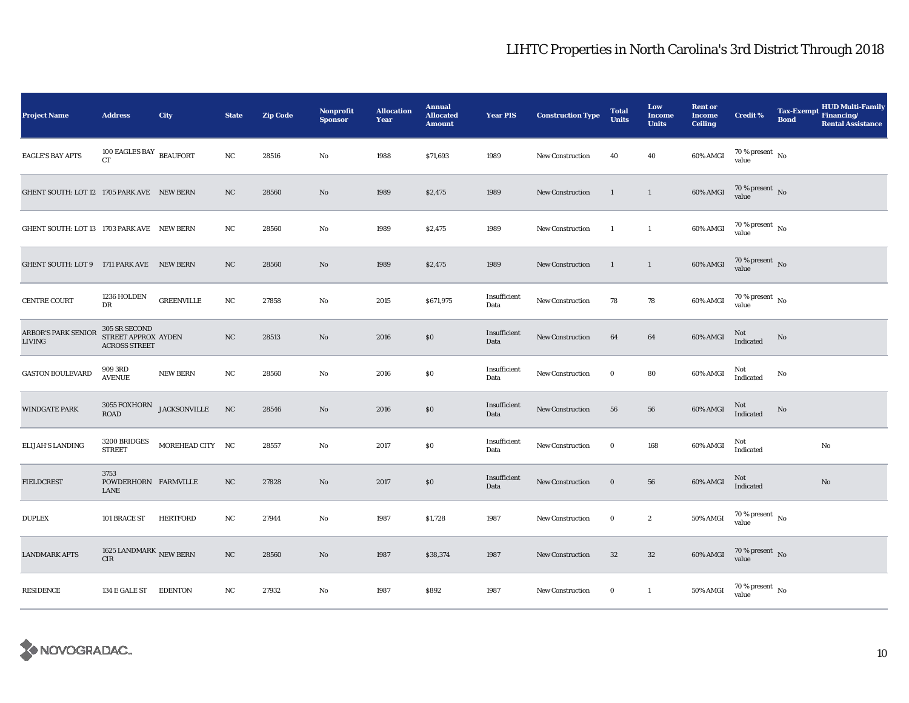| Project Name | Address | City | State | Zip Code | Nonprofit Sponsor | Allocation Year | Annual Allocated Amount | Year PIS | Construction Type | Total Units | Low Income Units | Rent or Income Ceiling | Credit % | Tax-Exempt Bond | HUD Multi-Family Financing/ Rental Assistance |
|---|---|---|---|---|---|---|---|---|---|---|---|---|---|---|---|
| EAGLE'S BAY APTS | 100 EAGLES BAY CT | BEAUFORT | NC | 28516 | No | 1988 | $71,693 | 1989 | New Construction | 40 | 40 | 60% AMGI | 70 % present value | No | |
| GHENT SOUTH: LOT 12 | 1705 PARK AVE | NEW BERN | NC | 28560 | No | 1989 | $2,475 | 1989 | New Construction | 1 | 1 | 60% AMGI | 70 % present value | No | |
| GHENT SOUTH: LOT 13 | 1703 PARK AVE | NEW BERN | NC | 28560 | No | 1989 | $2,475 | 1989 | New Construction | 1 | 1 | 60% AMGI | 70 % present value | No | |
| GHENT SOUTH: LOT 9 | 1711 PARK AVE | NEW BERN | NC | 28560 | No | 1989 | $2,475 | 1989 | New Construction | 1 | 1 | 60% AMGI | 70 % present value | No | |
| CENTRE COURT | 1236 HOLDEN DR | GREENVILLE | NC | 27858 | No | 2015 | $671,975 | Insufficient Data | New Construction | 78 | 78 | 60% AMGI | 70 % present value | No | |
| ARBOR'S PARK SENIOR LIVING | 305 SR SECOND STREET APPROX ACROSS STREET | AYDEN | NC | 28513 | No | 2016 | $0 | Insufficient Data | New Construction | 64 | 64 | 60% AMGI | Not Indicated | No | |
| GASTON BOULEVARD | 909 3RD AVENUE | NEW BERN | NC | 28560 | No | 2016 | $0 | Insufficient Data | New Construction | 0 | 80 | 60% AMGI | Not Indicated | No | |
| WINDGATE PARK | 3055 FOXHORN ROAD | JACKSONVILLE | NC | 28546 | No | 2016 | $0 | Insufficient Data | New Construction | 56 | 56 | 60% AMGI | Not Indicated | No | |
| ELIJAH'S LANDING | 3200 BRIDGES STREET | MOREHEAD CITY | NC | 28557 | No | 2017 | $0 | Insufficient Data | New Construction | 0 | 168 | 60% AMGI | Not Indicated | | No |
| FIELDCREST | 3753 POWDERHORN LANE | FARMVILLE | NC | 27828 | No | 2017 | $0 | Insufficient Data | New Construction | 0 | 56 | 60% AMGI | Not Indicated | | No |
| DUPLEX | 101 BRACE ST | HERTFORD | NC | 27944 | No | 1987 | $1,728 | 1987 | New Construction | 0 | 2 | 50% AMGI | 70 % present value | No | |
| LANDMARK APTS | 1625 LANDMARK CIR | NEW BERN | NC | 28560 | No | 1987 | $38,374 | 1987 | New Construction | 32 | 32 | 60% AMGI | 70 % present value | No | |
| RESIDENCE | 134 E GALE ST | EDENTON | NC | 27932 | No | 1987 | $892 | 1987 | New Construction | 0 | 1 | 50% AMGI | 70 % present value | No | |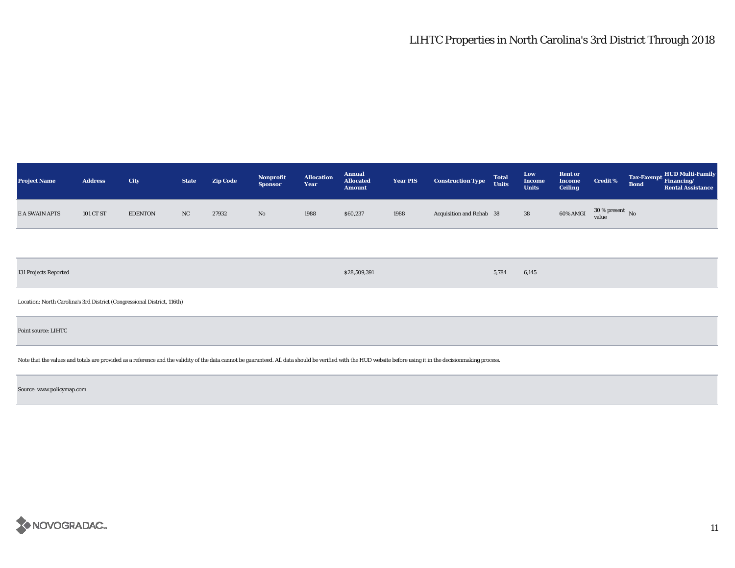# LIHTC Properties in North Carolina's 3rd District Through 2018

| Project Name | Address | City | State | Zip Code | Nonprofit Sponsor | Allocation Year | Annual Allocated Amount | Year PIS | Construction Type | Total Units | Low Income Units | Rent or Income Ceiling | Credit % | Tax-Exempt Bond | HUD Multi-Family Financing/ Rental Assistance |
|---|---|---|---|---|---|---|---|---|---|---|---|---|---|---|---|
| E A SWAIN APTS | 101 CT ST | EDENTON | NC | 27932 | No | 1988 | $60,237 | 1988 | Acquisition and Rehab | 38 | 38 | 60% AMGI | 30 % present value | No | |
| | | | | | | | | | | | | | | | |
| 131 Projects Reported | | | | | | | $28,509,391 | | | 5,784 | 6,145 | | | | |

Location: North Carolina's 3rd District (Congressional District, 116th)

Point source: LIHTC

Note that the values and totals are provided as a reference and the validity of the data cannot be guaranteed. All data should be verified with the HUD website before using it in the decisionmaking process.

Source: www.policymap.com